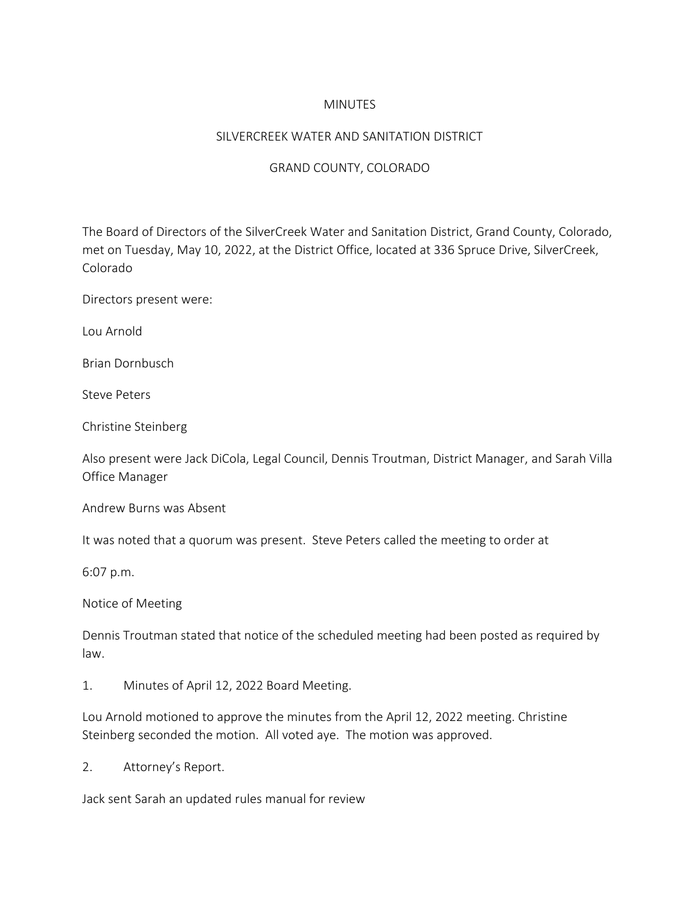# MINUTES

## SILVERCREEK WATER AND SANITATION DISTRICT

## GRAND COUNTY, COLORADO

The Board of Directors of the SilverCreek Water and Sanitation District, Grand County, Colorado, met on Tuesday, May 10, 2022, at the District Office, located at 336 Spruce Drive, SilverCreek, Colorado

Directors present were:

Lou Arnold

Brian Dornbusch

Steve Peters

Christine Steinberg

Also present were Jack DiCola, Legal Council, Dennis Troutman, District Manager, and Sarah Villa Office Manager

Andrew Burns was Absent

It was noted that a quorum was present. Steve Peters called the meeting to order at

6:07 p.m.

Notice of Meeting

Dennis Troutman stated that notice of the scheduled meeting had been posted as required by law.

1. Minutes of April 12, 2022 Board Meeting.

Lou Arnold motioned to approve the minutes from the April 12, 2022 meeting. Christine Steinberg seconded the motion. All voted aye. The motion was approved.

2. Attorney's Report.

Jack sent Sarah an updated rules manual for review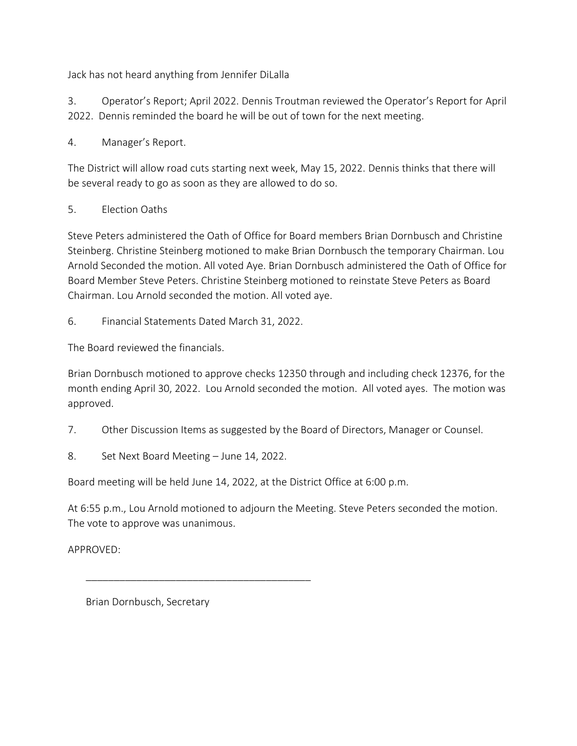Jack has not heard anything from Jennifer DiLalla

3. Operator's Report; April 2022. Dennis Troutman reviewed the Operator's Report for April 2022. Dennis reminded the board he will be out of town for the next meeting.

4. Manager's Report.

The District will allow road cuts starting next week, May 15, 2022. Dennis thinks that there will be several ready to go as soon as they are allowed to do so.

5. Election Oaths

Steve Peters administered the Oath of Office for Board members Brian Dornbusch and Christine Steinberg. Christine Steinberg motioned to make Brian Dornbusch the temporary Chairman. Lou Arnold Seconded the motion. All voted Aye. Brian Dornbusch administered the Oath of Office for Board Member Steve Peters. Christine Steinberg motioned to reinstate Steve Peters as Board Chairman. Lou Arnold seconded the motion. All voted aye.

6. Financial Statements Dated March 31, 2022.

The Board reviewed the financials.

Brian Dornbusch motioned to approve checks 12350 through and including check 12376, for the month ending April 30, 2022. Lou Arnold seconded the motion. All voted ayes. The motion was approved.

7. Other Discussion Items as suggested by the Board of Directors, Manager or Counsel.

8. Set Next Board Meeting – June 14, 2022.

Board meeting will be held June 14, 2022, at the District Office at 6:00 p.m.

At 6:55 p.m., Lou Arnold motioned to adjourn the Meeting. Steve Peters seconded the motion. The vote to approve was unanimous.

APPROVED:

\_\_\_\_\_\_\_\_\_\_\_\_\_\_\_\_\_\_\_\_\_\_\_\_\_\_\_\_\_\_\_\_\_\_\_\_\_\_\_\_

Brian Dornbusch, Secretary